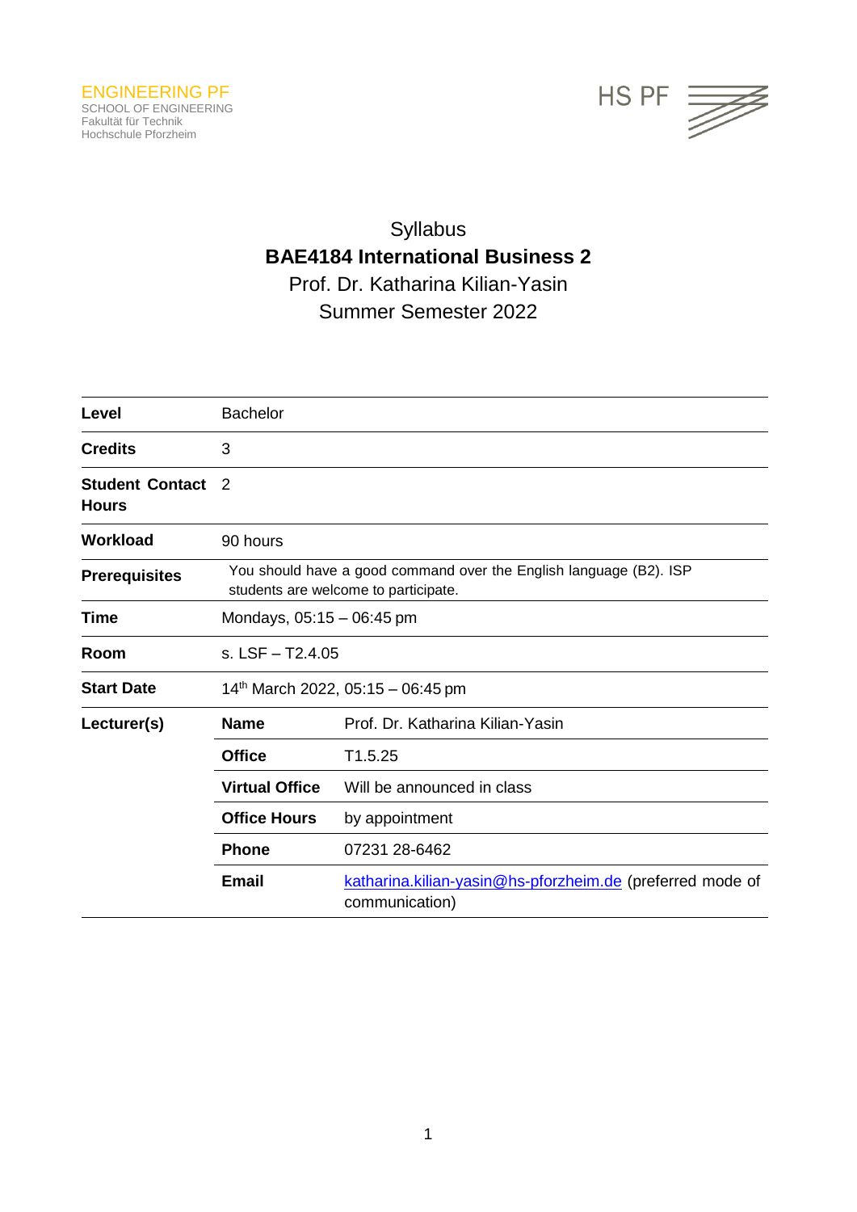ENGINEERING PF
SCHOOL OF ENGINEERING
Fakultät für Technik
Hochschule Pforzheim

HS PF

# Syllabus
# BAE4184 International Business 2
## Prof. Dr. Katharina Kilian-Yasin
## Summer Semester 2022

| | | |
|---|---|---|
| **Level** | Bachelor | |
| **Credits** | 3 | |
| **Student Contact Hours** | 2 | |
| **Workload** | 90 hours | |
| **Prerequisites** | You should have a good command over the English language (B2). ISP students are welcome to participate. | |
| **Time** | Mondays, 05:15 – 06:45 pm | |
| **Room** | s. LSF – T2.4.05 | |
| **Start Date** | 14th March 2022, 05:15 – 06:45 pm | |
| **Lecturer(s)** | **Name** | Prof. Dr. Katharina Kilian-Yasin |
| | **Office** | T1.5.25 |
| | **Virtual Office** | Will be announced in class |
| | **Office Hours** | by appointment |
| | **Phone** | 07231 28-6462 |
| | **Email** | katharina.kilian-yasin@hs-pforzheim.de (preferred mode of communication) |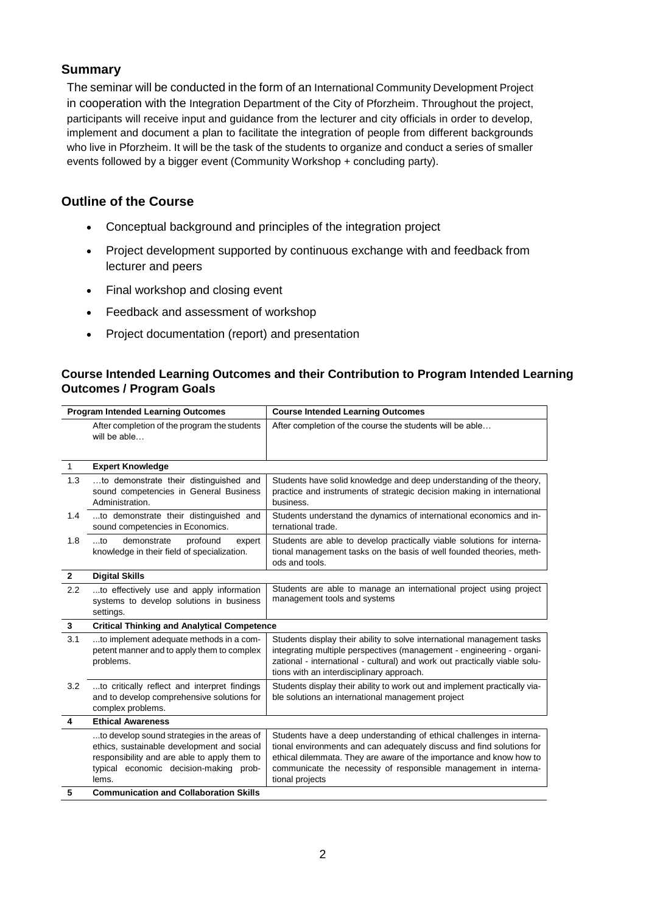## Summary

The seminar will be conducted in the form of an International Community Development Project in cooperation with the Integration Department of the City of Pforzheim. Throughout the project, participants will receive input and guidance from the lecturer and city officials in order to develop, implement and document a plan to facilitate the integration of people from different backgrounds who live in Pforzheim. It will be the task of the students to organize and conduct a series of smaller events followed by a bigger event (Community Workshop + concluding party).

## Outline of the Course

- Conceptual background and principles of the integration project
- Project development supported by continuous exchange with and feedback from lecturer and peers
- Final workshop and closing event
- Feedback and assessment of workshop
- Project documentation (report) and presentation

### Course Intended Learning Outcomes and their Contribution to Program Intended Learning Outcomes / Program Goals

| Program Intended Learning Outcomes | | Course Intended Learning Outcomes |
|---|---|---|
| | After completion of the program the students will be able… | After completion of the course the students will be able… |
| 1 | **Expert Knowledge** | |
| 1.3 | …to demonstrate their distinguished and sound competencies in General Business Administration. | Students have solid knowledge and deep understanding of the theory, practice and instruments of strategic decision making in international business. |
| 1.4 | …to demonstrate their distinguished and sound competencies in Economics. | Students understand the dynamics of international economics and international trade. |
| 1.8 | …to demonstrate profound expert knowledge in their field of specialization. | Students are able to develop practically viable solutions for international management tasks on the basis of well founded theories, methods and tools. |
| **2** | **Digital Skills** | |
| 2.2 | …to effectively use and apply information systems to develop solutions in business settings. | Students are able to manage an international project using project management tools and systems |
| **3** | **Critical Thinking and Analytical Competence** | |
| 3.1 | …to implement adequate methods in a competent manner and to apply them to complex problems. | Students display their ability to solve international management tasks integrating multiple perspectives (management - engineering - organizational - international - cultural) and work out practically viable solutions with an interdisciplinary approach. |
| 3.2 | …to critically reflect and interpret findings and to develop comprehensive solutions for complex problems. | Students display their ability to work out and implement practically viable solutions an international management project |
| **4** | **Ethical Awareness** | |
| | …to develop sound strategies in the areas of ethics, sustainable development and social responsibility and are able to apply them to typical economic decision-making problems. | Students have a deep understanding of ethical challenges in international environments and can adequately discuss and find solutions for ethical dilemmata. They are aware of the importance and know how to communicate the necessity of responsible management in international projects |
| **5** | **Communication and Collaboration Skills** | |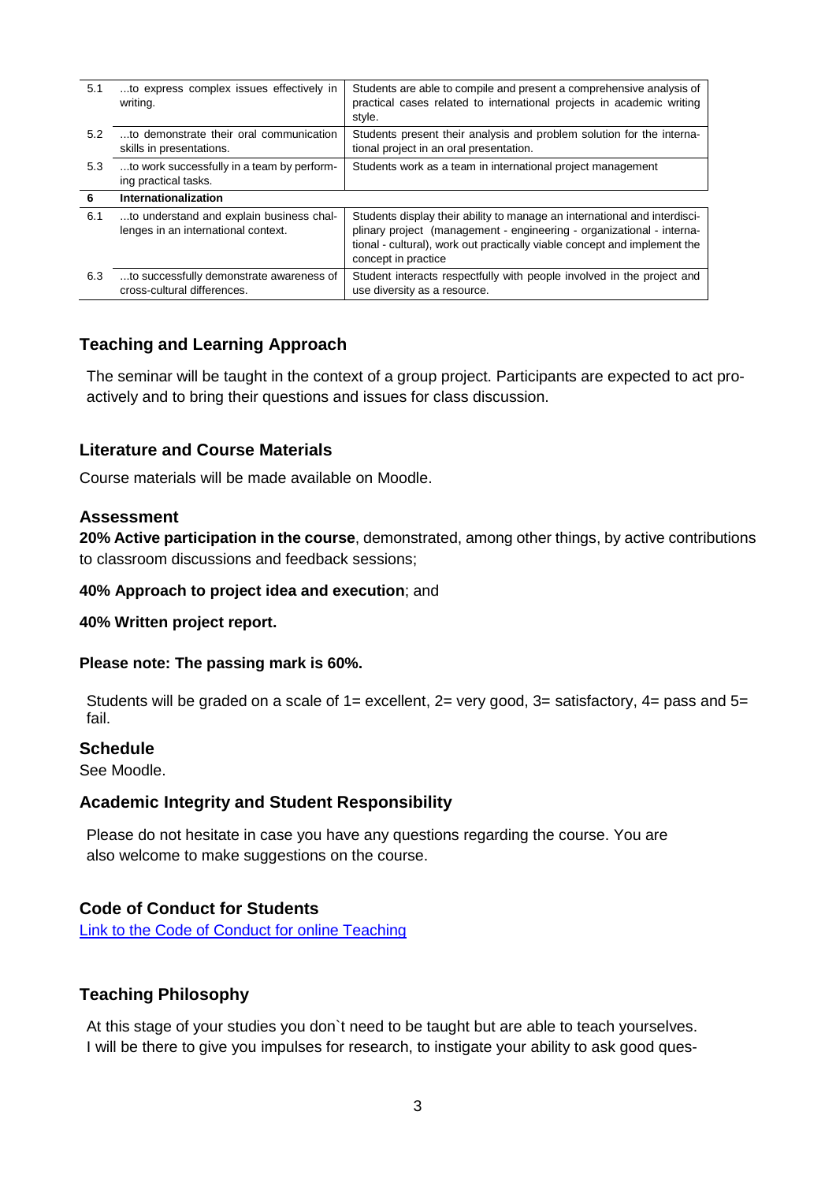| | | |
|---|---|---|
| 5.1 | ...to express complex issues effectively in writing. | Students are able to compile and present a comprehensive analysis of practical cases related to international projects in academic writing style. |
| 5.2 | ...to demonstrate their oral communication skills in presentations. | Students present their analysis and problem solution for the international project in an oral presentation. |
| 5.3 | ...to work successfully in a team by performing practical tasks. | Students work as a team in international project management |
| **6** | **Internationalization** | |
| 6.1 | ...to understand and explain business challenges in an international context. | Students display their ability to manage an international and interdisciplinary project (management - engineering - organizational - international - cultural), work out practically viable concept and implement the concept in practice |
| 6.3 | ...to successfully demonstrate awareness of cross-cultural differences. | Student interacts respectfully with people involved in the project and use diversity as a resource. |

## Teaching and Learning Approach

The seminar will be taught in the context of a group project. Participants are expected to act pro-actively and to bring their questions and issues for class discussion.

## Literature and Course Materials

Course materials will be made available on Moodle.

## Assessment

**20% Active participation in the course**, demonstrated, among other things, by active contributions to classroom discussions and feedback sessions;

**40% Approach to project idea and execution**; and

**40% Written project report.**

**Please note: The passing mark is 60%.**

Students will be graded on a scale of 1= excellent, 2= very good, 3= satisfactory, 4= pass and 5= fail.

## Schedule

See Moodle.

## Academic Integrity and Student Responsibility

Please do not hesitate in case you have any questions regarding the course. You are also welcome to make suggestions on the course.

## Code of Conduct for Students

[Link to the Code of Conduct for online Teaching]

## Teaching Philosophy

At this stage of your studies you don`t need to be taught but are able to teach yourselves. I will be there to give you impulses for research, to instigate your ability to ask good ques-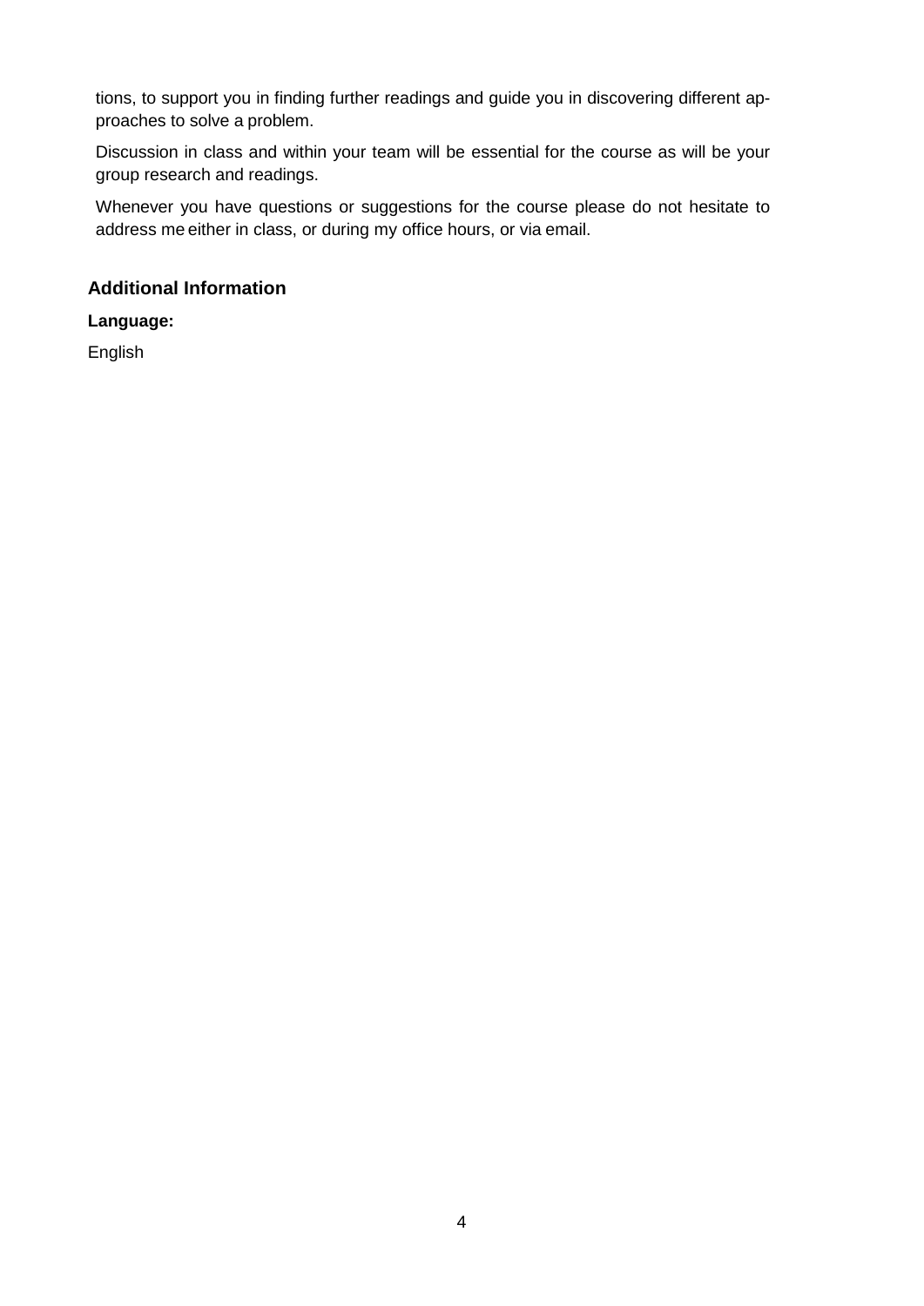tions, to support you in finding further readings and guide you in discovering different approaches to solve a problem.

Discussion in class and within your team will be essential for the course as will be your group research and readings.

Whenever you have questions or suggestions for the course please do not hesitate to address me either in class, or during my office hours, or via email.

## Additional Information

**Language:**

English